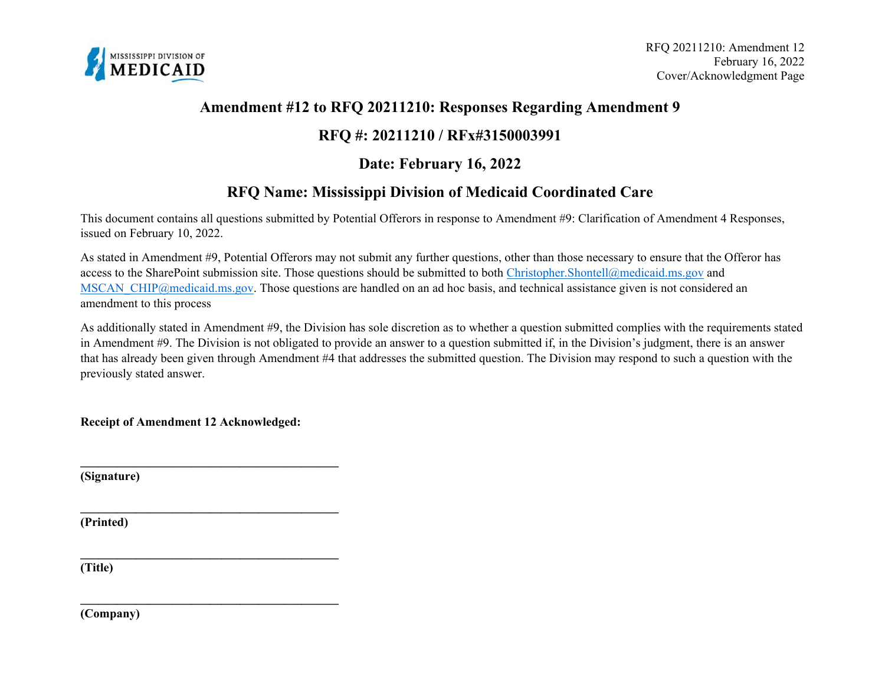# Amendment #12 to RFQ 20211210: Responses Regarding Amendment 9

## RFQ #: 20211210 / RFx#3150003991

## Date: February 16, 2022

## RFQ Name: Mississippi Division of Medicaid Coordinated Care

This document contains all questions submitted by Potential Offerors in response to Amendment #9: Clarification of Amendment 4 Responses, issued on February 10, 2022.

As stated in Amendment #9, Potential Offerors may not submit any further questions, other than those necessary to ensure that the Offeror has access to the SharePoint submission site. Those questions should be submitted to both Christopher.Shontell@medicaid.ms.gov and MSCAN_CHIP@medicaid.ms.gov. Those questions are handled on an ad hoc basis, and technical assistance given is not considered an amendment to this process

As additionally stated in Amendment #9, the Division has sole discretion as to whether a question submitted complies with the requirements stated in Amendment #9. The Division is not obligated to provide an answer to a question submitted if, in the Division's judgment, there is an answer that has already been given through Amendment #4 that addresses the submitted question. The Division may respond to such a question with the previously stated answer.

**Receipt of Amendment 12 Acknowledged:**

\_\_\_\_\_\_\_\_\_\_\_\_\_\_\_\_\_\_\_\_\_\_\_\_\_\_\_\_\_\_\_\_\_\_\_\_\_\_\_\_\_\_

**(Signature)**

\_\_\_\_\_\_\_\_\_\_\_\_\_\_\_\_\_\_\_\_\_\_\_\_\_\_\_\_\_\_\_\_\_\_\_\_\_\_\_\_\_\_

**(Printed)**

\_\_\_\_\_\_\_\_\_\_\_\_\_\_\_\_\_\_\_\_\_\_\_\_\_\_\_\_\_\_\_\_\_\_\_\_\_\_\_\_\_\_

**(Title)**

\_\_\_\_\_\_\_\_\_\_\_\_\_\_\_\_\_\_\_\_\_\_\_\_\_\_\_\_\_\_\_\_\_\_\_\_\_\_\_\_\_\_

**(Company)**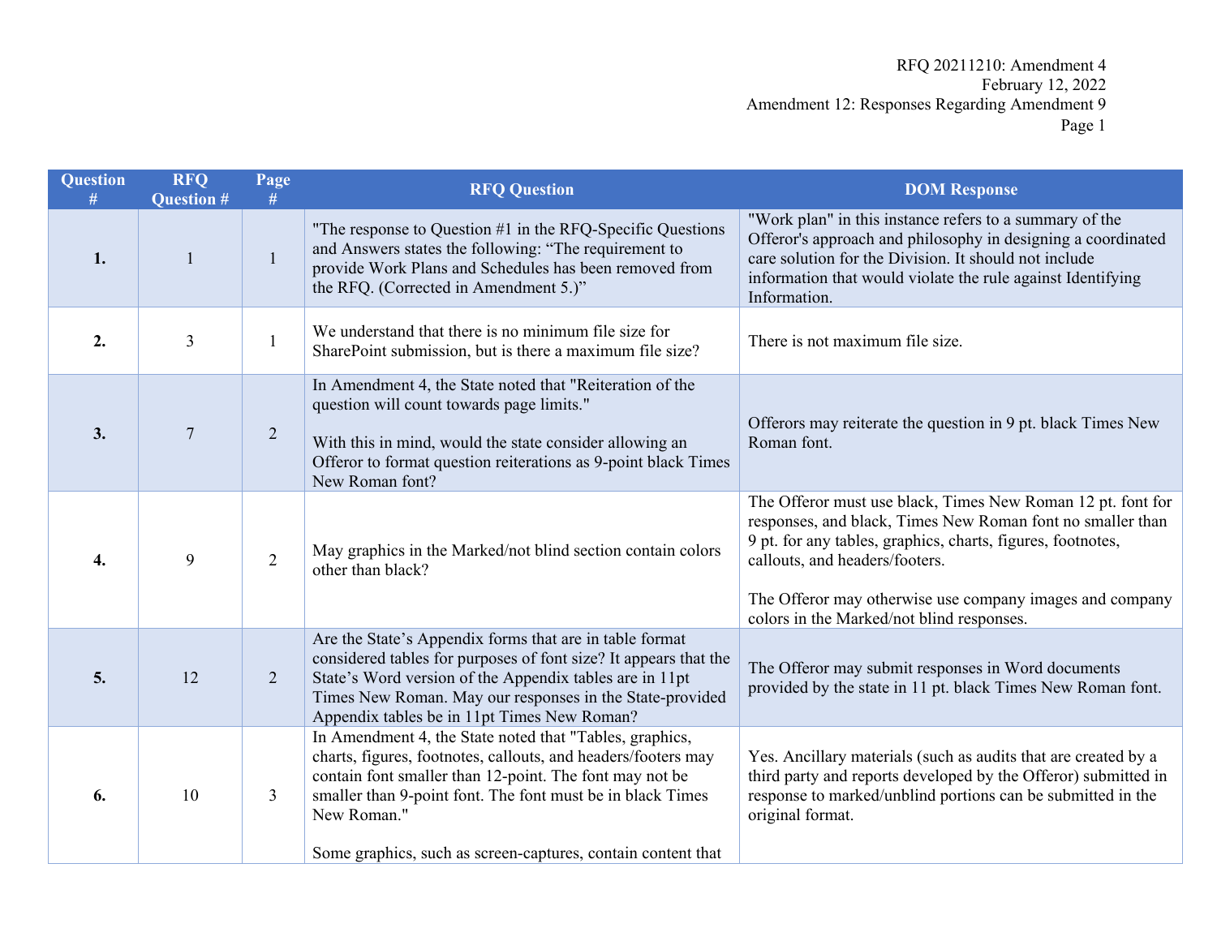| Question # | RFQ Question # | Page # | RFQ Question | DOM Response |
|---|---|---|---|---|
| **1.** | 1 | 1 | "The response to Question #1 in the RFQ-Specific Questions and Answers states the following: "The requirement to provide Work Plans and Schedules has been removed from the RFQ. (Corrected in Amendment 5.)" | "Work plan" in this instance refers to a summary of the Offeror's approach and philosophy in designing a coordinated care solution for the Division. It should not include information that would violate the rule against Identifying Information. |
| **2.** | 3 | 1 | We understand that there is no minimum file size for SharePoint submission, but is there a maximum file size? | There is not maximum file size. |
| **3.** | 7 | 2 | In Amendment 4, the State noted that "Reiteration of the question will count towards page limits."<br><br>With this in mind, would the state consider allowing an Offeror to format question reiterations as 9-point black Times New Roman font? | Offerors may reiterate the question in 9 pt. black Times New Roman font. |
| **4.** | 9 | 2 | May graphics in the Marked/not blind section contain colors other than black? | The Offeror must use black, Times New Roman 12 pt. font for responses, and black, Times New Roman font no smaller than 9 pt. for any tables, graphics, charts, figures, footnotes, callouts, and headers/footers.<br><br>The Offeror may otherwise use company images and company colors in the Marked/not blind responses. |
| **5.** | 12 | 2 | Are the State's Appendix forms that are in table format considered tables for purposes of font size? It appears that the State's Word version of the Appendix tables are in 11pt Times New Roman. May our responses in the State-provided Appendix tables be in 11pt Times New Roman? | The Offeror may submit responses in Word documents provided by the state in 11 pt. black Times New Roman font. |
| **6.** | 10 | 3 | In Amendment 4, the State noted that "Tables, graphics, charts, figures, footnotes, callouts, and headers/footers may contain font smaller than 12-point. The font may not be smaller than 9-point font. The font must be in black Times New Roman."<br><br>Some graphics, such as screen-captures, contain content that | Yes. Ancillary materials (such as audits that are created by a third party and reports developed by the Offeror) submitted in response to marked/unblind portions can be submitted in the original format. |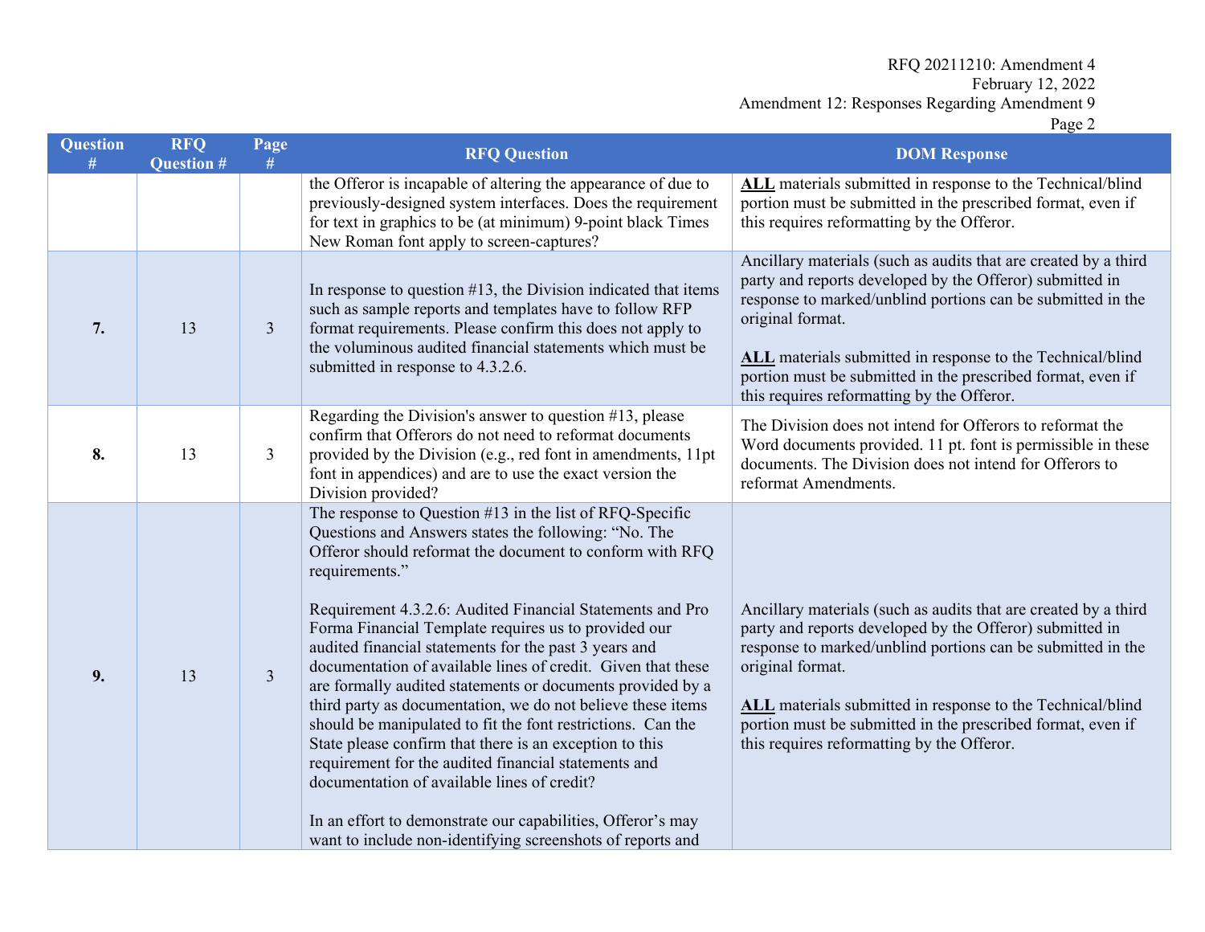| Question # | RFQ Question # | Page # | RFQ Question | DOM Response |
|---|---|---|---|---|
| | | | the Offeror is incapable of altering the appearance of due to previously-designed system interfaces. Does the requirement for text in graphics to be (at minimum) 9-point black Times New Roman font apply to screen-captures? | **ALL** materials submitted in response to the Technical/blind portion must be submitted in the prescribed format, even if this requires reformatting by the Offeror. |
| **7.** | 13 | 3 | In response to question #13, the Division indicated that items such as sample reports and templates have to follow RFP format requirements. Please confirm this does not apply to the voluminous audited financial statements which must be submitted in response to 4.3.2.6. | Ancillary materials (such as audits that are created by a third party and reports developed by the Offeror) submitted in response to marked/unblind portions can be submitted in the original format.<br><br>**ALL** materials submitted in response to the Technical/blind portion must be submitted in the prescribed format, even if this requires reformatting by the Offeror. |
| **8.** | 13 | 3 | Regarding the Division's answer to question #13, please confirm that Offerors do not need to reformat documents provided by the Division (e.g., red font in amendments, 11pt font in appendices) and are to use the exact version the Division provided? | The Division does not intend for Offerors to reformat the Word documents provided. 11 pt. font is permissible in these documents. The Division does not intend for Offerors to reformat Amendments. |
| **9.** | 13 | 3 | The response to Question #13 in the list of RFQ-Specific Questions and Answers states the following: "No. The Offeror should reformat the document to conform with RFQ requirements."<br><br>Requirement 4.3.2.6: Audited Financial Statements and Pro Forma Financial Template requires us to provided our audited financial statements for the past 3 years and documentation of available lines of credit. Given that these are formally audited statements or documents provided by a third party as documentation, we do not believe these items should be manipulated to fit the font restrictions. Can the State please confirm that there is an exception to this requirement for the audited financial statements and documentation of available lines of credit?<br><br>In an effort to demonstrate our capabilities, Offeror's may want to include non-identifying screenshots of reports and | Ancillary materials (such as audits that are created by a third party and reports developed by the Offeror) submitted in response to marked/unblind portions can be submitted in the original format.<br><br>**ALL** materials submitted in response to the Technical/blind portion must be submitted in the prescribed format, even if this requires reformatting by the Offeror. |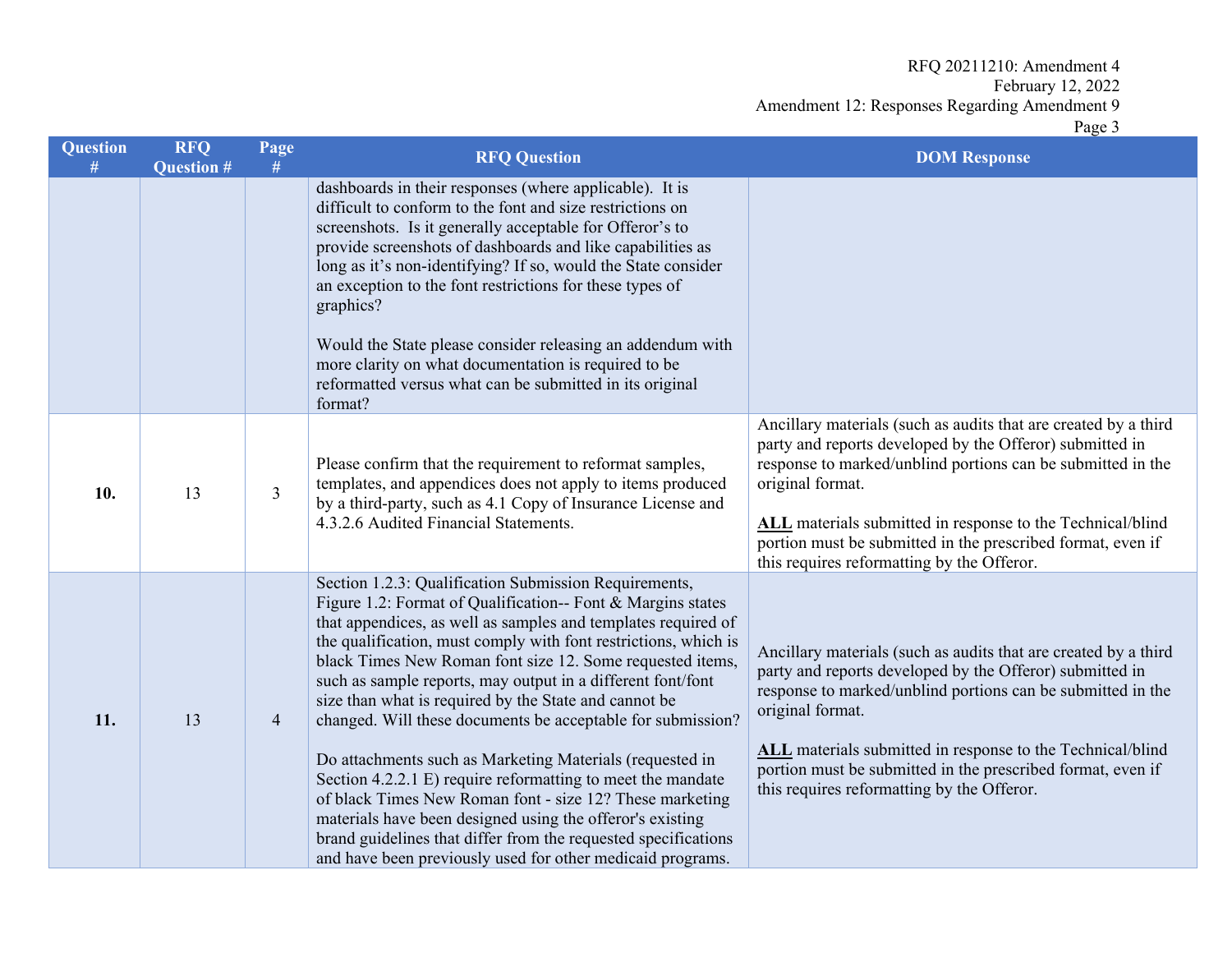| Question # | RFQ Question # | Page # | RFQ Question | DOM Response |
|---|---|---|---|---|
| | | | dashboards in their responses (where applicable). It is difficult to conform to the font and size restrictions on screenshots. Is it generally acceptable for Offeror's to provide screenshots of dashboards and like capabilities as long as it's non-identifying? If so, would the State consider an exception to the font restrictions for these types of graphics?<br><br>Would the State please consider releasing an addendum with more clarity on what documentation is required to be reformatted versus what can be submitted in its original format? | |
| **10.** | 13 | 3 | Please confirm that the requirement to reformat samples, templates, and appendices does not apply to items produced by a third-party, such as 4.1 Copy of Insurance License and 4.3.2.6 Audited Financial Statements. | Ancillary materials (such as audits that are created by a third party and reports developed by the Offeror) submitted in response to marked/unblind portions can be submitted in the original format.<br><br>**ALL** materials submitted in response to the Technical/blind portion must be submitted in the prescribed format, even if this requires reformatting by the Offeror. |
| **11.** | 13 | 4 | Section 1.2.3: Qualification Submission Requirements, Figure 1.2: Format of Qualification-- Font & Margins states that appendices, as well as samples and templates required of the qualification, must comply with font restrictions, which is black Times New Roman font size 12. Some requested items, such as sample reports, may output in a different font/font size than what is required by the State and cannot be changed. Will these documents be acceptable for submission?<br><br>Do attachments such as Marketing Materials (requested in Section 4.2.2.1 E) require reformatting to meet the mandate of black Times New Roman font - size 12? These marketing materials have been designed using the offeror's existing brand guidelines that differ from the requested specifications and have been previously used for other medicaid programs. | Ancillary materials (such as audits that are created by a third party and reports developed by the Offeror) submitted in response to marked/unblind portions can be submitted in the original format.<br><br>**ALL** materials submitted in response to the Technical/blind portion must be submitted in the prescribed format, even if this requires reformatting by the Offeror. |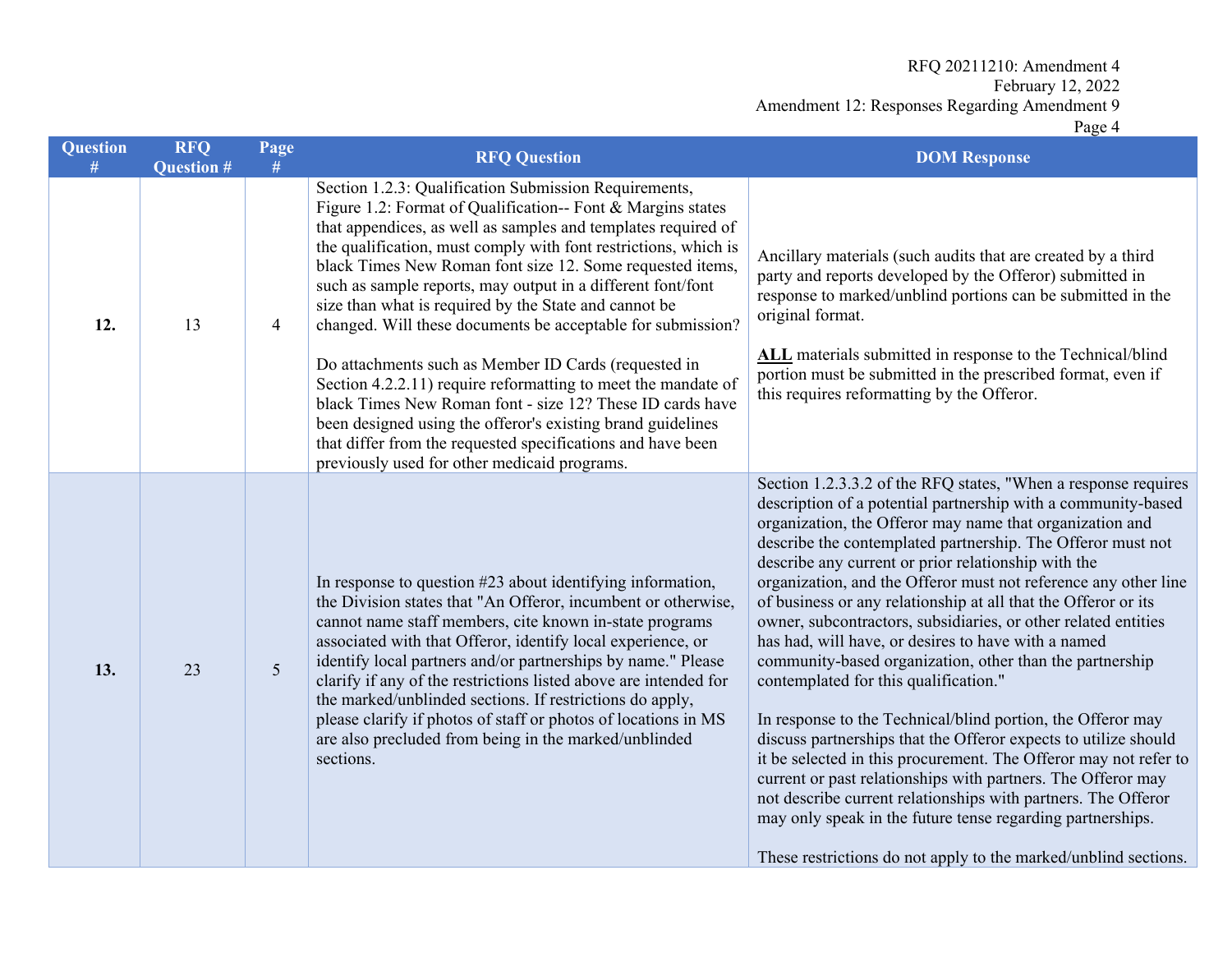| Question # | RFQ Question # | Page # | RFQ Question | DOM Response |
|---|---|---|---|---|
| **12.** | 13 | 4 | Section 1.2.3: Qualification Submission Requirements, Figure 1.2: Format of Qualification-- Font & Margins states that appendices, as well as samples and templates required of the qualification, must comply with font restrictions, which is black Times New Roman font size 12. Some requested items, such as sample reports, may output in a different font/font size than what is required by the State and cannot be changed. Will these documents be acceptable for submission?<br><br>Do attachments such as Member ID Cards (requested in Section 4.2.2.11) require reformatting to meet the mandate of black Times New Roman font - size 12? These ID cards have been designed using the offeror's existing brand guidelines that differ from the requested specifications and have been previously used for other medicaid programs. | Ancillary materials (such audits that are created by a third party and reports developed by the Offeror) submitted in response to marked/unblind portions can be submitted in the original format.<br><br>**ALL** materials submitted in response to the Technical/blind portion must be submitted in the prescribed format, even if this requires reformatting by the Offeror. |
| **13.** | 23 | 5 | In response to question #23 about identifying information, the Division states that "An Offeror, incumbent or otherwise, cannot name staff members, cite known in-state programs associated with that Offeror, identify local experience, or identify local partners and/or partnerships by name." Please clarify if any of the restrictions listed above are intended for the marked/unblinded sections. If restrictions do apply, please clarify if photos of staff or photos of locations in MS are also precluded from being in the marked/unblinded sections. | Section 1.2.3.3.2 of the RFQ states, "When a response requires description of a potential partnership with a community-based organization, the Offeror may name that organization and describe the contemplated partnership. The Offeror must not describe any current or prior relationship with the organization, and the Offeror must not reference any other line of business or any relationship at all that the Offeror or its owner, subcontractors, subsidiaries, or other related entities has had, will have, or desires to have with a named community-based organization, other than the partnership contemplated for this qualification."<br><br>In response to the Technical/blind portion, the Offeror may discuss partnerships that the Offeror expects to utilize should it be selected in this procurement. The Offeror may not refer to current or past relationships with partners. The Offeror may not describe current relationships with partners. The Offeror may only speak in the future tense regarding partnerships.<br><br>These restrictions do not apply to the marked/unblind sections. |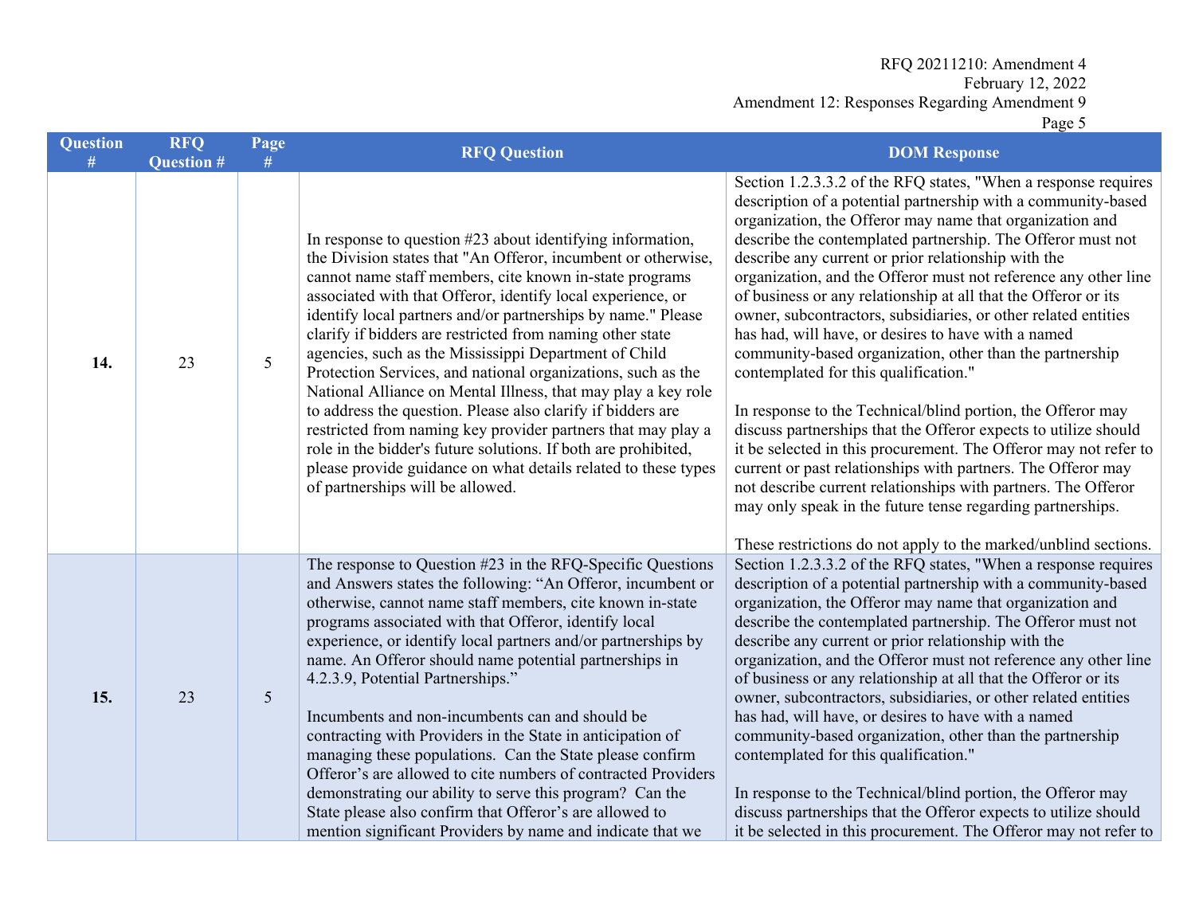| Question # | RFQ Question # | Page # | RFQ Question | DOM Response |
|---|---|---|---|---|
| **14.** | 23 | 5 | In response to question #23 about identifying information, the Division states that "An Offeror, incumbent or otherwise, cannot name staff members, cite known in-state programs associated with that Offeror, identify local experience, or identify local partners and/or partnerships by name." Please clarify if bidders are restricted from naming other state agencies, such as the Mississippi Department of Child Protection Services, and national organizations, such as the National Alliance on Mental Illness, that may play a key role to address the question. Please also clarify if bidders are restricted from naming key provider partners that may play a role in the bidder's future solutions. If both are prohibited, please provide guidance on what details related to these types of partnerships will be allowed. | Section 1.2.3.3.2 of the RFQ states, "When a response requires description of a potential partnership with a community-based organization, the Offeror may name that organization and describe the contemplated partnership. The Offeror must not describe any current or prior relationship with the organization, and the Offeror must not reference any other line of business or any relationship at all that the Offeror or its owner, subcontractors, subsidiaries, or other related entities has had, will have, or desires to have with a named community-based organization, other than the partnership contemplated for this qualification."<br><br>In response to the Technical/blind portion, the Offeror may discuss partnerships that the Offeror expects to utilize should it be selected in this procurement. The Offeror may not refer to current or past relationships with partners. The Offeror may not describe current relationships with partners. The Offeror may only speak in the future tense regarding partnerships.<br><br>These restrictions do not apply to the marked/unblind sections. |
| **15.** | 23 | 5 | The response to Question #23 in the RFQ-Specific Questions and Answers states the following: "An Offeror, incumbent or otherwise, cannot name staff members, cite known in-state programs associated with that Offeror, identify local experience, or identify local partners and/or partnerships by name. An Offeror should name potential partnerships in 4.2.3.9, Potential Partnerships."<br><br>Incumbents and non-incumbents can and should be contracting with Providers in the State in anticipation of managing these populations. Can the State please confirm Offeror's are allowed to cite numbers of contracted Providers demonstrating our ability to serve this program? Can the State please also confirm that Offeror's are allowed to mention significant Providers by name and indicate that we | Section 1.2.3.3.2 of the RFQ states, "When a response requires description of a potential partnership with a community-based organization, the Offeror may name that organization and describe the contemplated partnership. The Offeror must not describe any current or prior relationship with the organization, and the Offeror must not reference any other line of business or any relationship at all that the Offeror or its owner, subcontractors, subsidiaries, or other related entities has had, will have, or desires to have with a named community-based organization, other than the partnership contemplated for this qualification."<br><br>In response to the Technical/blind portion, the Offeror may discuss partnerships that the Offeror expects to utilize should it be selected in this procurement. The Offeror may not refer to |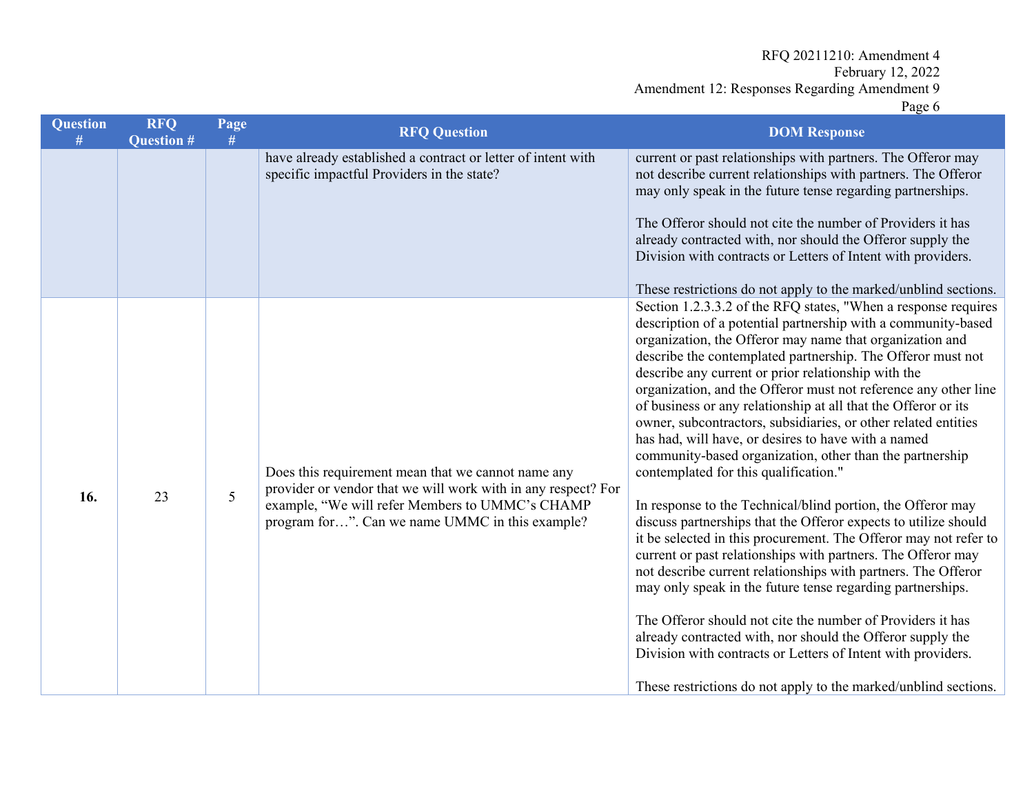| Question # | RFQ Question # | Page # | RFQ Question | DOM Response |
|---|---|---|---|---|
| | | | have already established a contract or letter of intent with specific impactful Providers in the state? | current or past relationships with partners. The Offeror may not describe current relationships with partners. The Offeror may only speak in the future tense regarding partnerships.<br><br>The Offeror should not cite the number of Providers it has already contracted with, nor should the Offeror supply the Division with contracts or Letters of Intent with providers.<br><br>These restrictions do not apply to the marked/unblind sections. |
| **16.** | 23 | 5 | Does this requirement mean that we cannot name any provider or vendor that we will work with in any respect? For example, "We will refer Members to UMMC's CHAMP program for…". Can we name UMMC in this example? | Section 1.2.3.3.2 of the RFQ states, "When a response requires description of a potential partnership with a community-based organization, the Offeror may name that organization and describe the contemplated partnership. The Offeror must not describe any current or prior relationship with the organization, and the Offeror must not reference any other line of business or any relationship at all that the Offeror or its owner, subcontractors, subsidiaries, or other related entities has had, will have, or desires to have with a named community-based organization, other than the partnership contemplated for this qualification."<br><br>In response to the Technical/blind portion, the Offeror may discuss partnerships that the Offeror expects to utilize should it be selected in this procurement. The Offeror may not refer to current or past relationships with partners. The Offeror may not describe current relationships with partners. The Offeror may only speak in the future tense regarding partnerships.<br><br>The Offeror should not cite the number of Providers it has already contracted with, nor should the Offeror supply the Division with contracts or Letters of Intent with providers.<br><br>These restrictions do not apply to the marked/unblind sections. |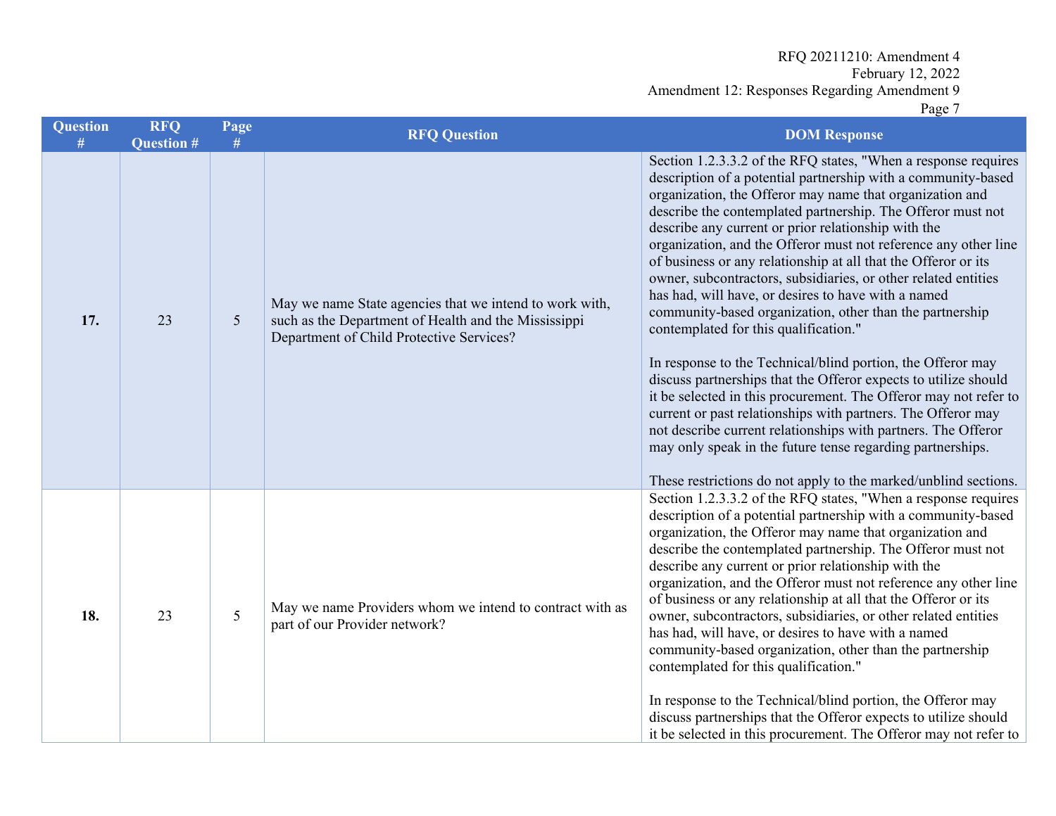| Question # | RFQ Question # | Page # | RFQ Question | DOM Response |
|---|---|---|---|---|
| **17.** | 23 | 5 | May we name State agencies that we intend to work with, such as the Department of Health and the Mississippi Department of Child Protective Services? | Section 1.2.3.3.2 of the RFQ states, "When a response requires description of a potential partnership with a community-based organization, the Offeror may name that organization and describe the contemplated partnership. The Offeror must not describe any current or prior relationship with the organization, and the Offeror must not reference any other line of business or any relationship at all that the Offeror or its owner, subcontractors, subsidiaries, or other related entities has had, will have, or desires to have with a named community-based organization, other than the partnership contemplated for this qualification."<br><br>In response to the Technical/blind portion, the Offeror may discuss partnerships that the Offeror expects to utilize should it be selected in this procurement. The Offeror may not refer to current or past relationships with partners. The Offeror may not describe current relationships with partners. The Offeror may only speak in the future tense regarding partnerships.<br><br>These restrictions do not apply to the marked/unblind sections. |
| **18.** | 23 | 5 | May we name Providers whom we intend to contract with as part of our Provider network? | Section 1.2.3.3.2 of the RFQ states, "When a response requires description of a potential partnership with a community-based organization, the Offeror may name that organization and describe the contemplated partnership. The Offeror must not describe any current or prior relationship with the organization, and the Offeror must not reference any other line of business or any relationship at all that the Offeror or its owner, subcontractors, subsidiaries, or other related entities has had, will have, or desires to have with a named community-based organization, other than the partnership contemplated for this qualification."<br><br>In response to the Technical/blind portion, the Offeror may discuss partnerships that the Offeror expects to utilize should it be selected in this procurement. The Offeror may not refer to |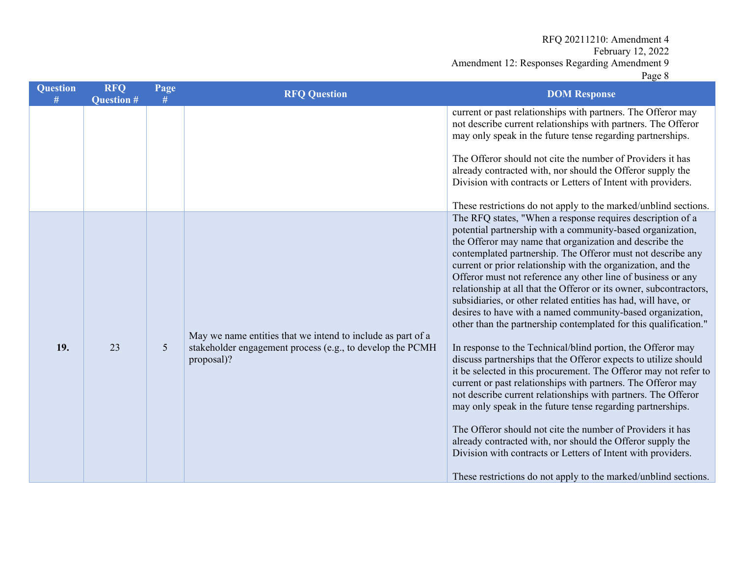| Question # | RFQ Question # | Page # | RFQ Question | DOM Response |
|---|---|---|---|---|
| | | | | current or past relationships with partners. The Offeror may not describe current relationships with partners. The Offeror may only speak in the future tense regarding partnerships.<br><br>The Offeror should not cite the number of Providers it has already contracted with, nor should the Offeror supply the Division with contracts or Letters of Intent with providers.<br><br>These restrictions do not apply to the marked/unblind sections. |
| **19.** | 23 | 5 | May we name entities that we intend to include as part of a stakeholder engagement process (e.g., to develop the PCMH proposal)? | The RFQ states, "When a response requires description of a potential partnership with a community-based organization, the Offeror may name that organization and describe the contemplated partnership. The Offeror must not describe any current or prior relationship with the organization, and the Offeror must not reference any other line of business or any relationship at all that the Offeror or its owner, subcontractors, subsidiaries, or other related entities has had, will have, or desires to have with a named community-based organization, other than the partnership contemplated for this qualification."<br><br>In response to the Technical/blind portion, the Offeror may discuss partnerships that the Offeror expects to utilize should it be selected in this procurement. The Offeror may not refer to current or past relationships with partners. The Offeror may not describe current relationships with partners. The Offeror may only speak in the future tense regarding partnerships.<br><br>The Offeror should not cite the number of Providers it has already contracted with, nor should the Offeror supply the Division with contracts or Letters of Intent with providers.<br><br>These restrictions do not apply to the marked/unblind sections. |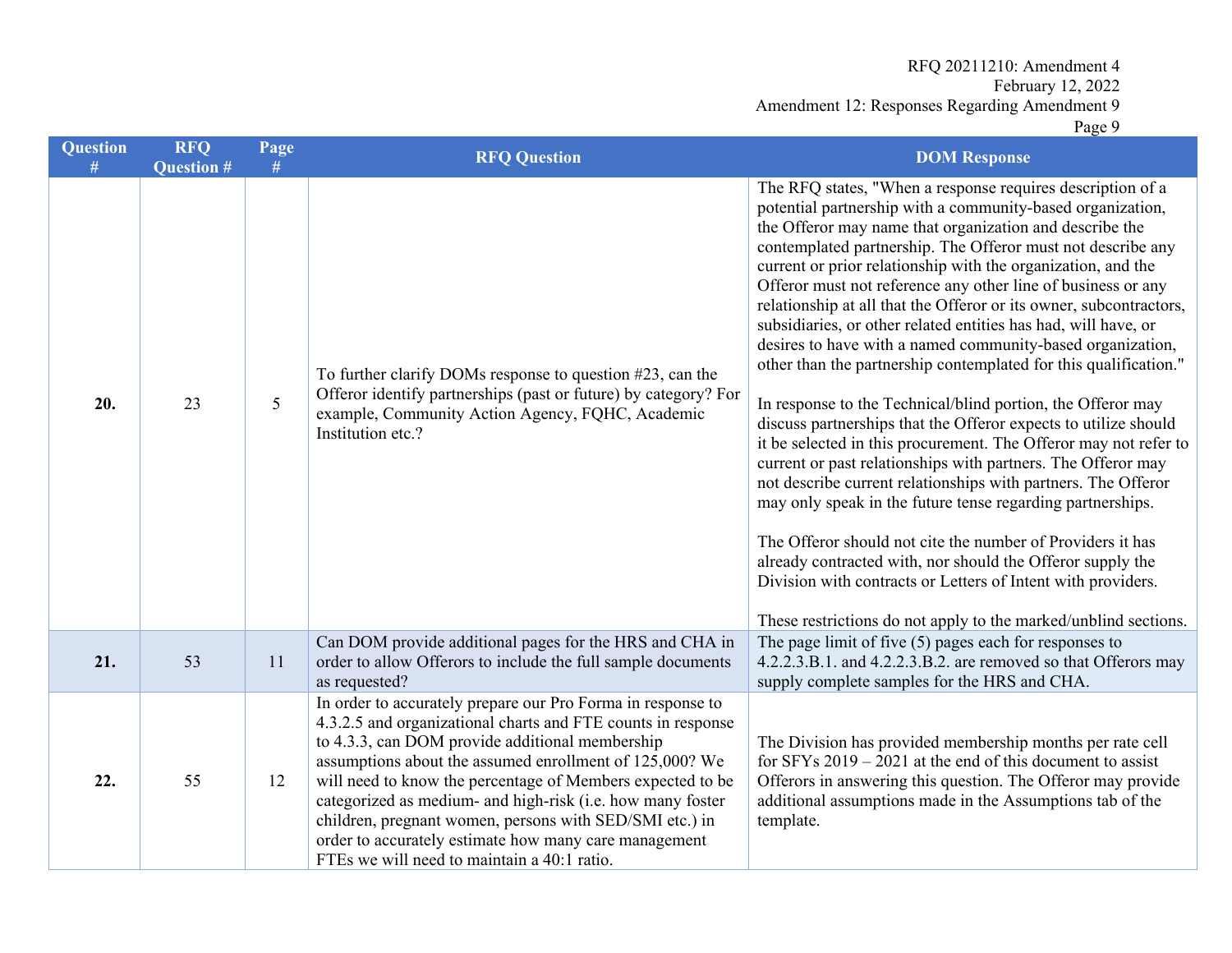| Question # | RFQ Question # | Page # | RFQ Question | DOM Response |
|---|---|---|---|---|
| **20.** | 23 | 5 | To further clarify DOMs response to question #23, can the Offeror identify partnerships (past or future) by category? For example, Community Action Agency, FQHC, Academic Institution etc.? | The RFQ states, "When a response requires description of a potential partnership with a community-based organization, the Offeror may name that organization and describe the contemplated partnership. The Offeror must not describe any current or prior relationship with the organization, and the Offeror must not reference any other line of business or any relationship at all that the Offeror or its owner, subcontractors, subsidiaries, or other related entities has had, will have, or desires to have with a named community-based organization, other than the partnership contemplated for this qualification."<br><br>In response to the Technical/blind portion, the Offeror may discuss partnerships that the Offeror expects to utilize should it be selected in this procurement. The Offeror may not refer to current or past relationships with partners. The Offeror may not describe current relationships with partners. The Offeror may only speak in the future tense regarding partnerships.<br><br>The Offeror should not cite the number of Providers it has already contracted with, nor should the Offeror supply the Division with contracts or Letters of Intent with providers.<br><br>These restrictions do not apply to the marked/unblind sections. |
| **21.** | 53 | 11 | Can DOM provide additional pages for the HRS and CHA in order to allow Offerors to include the full sample documents as requested? | The page limit of five (5) pages each for responses to 4.2.2.3.B.1. and 4.2.2.3.B.2. are removed so that Offerors may supply complete samples for the HRS and CHA. |
| **22.** | 55 | 12 | In order to accurately prepare our Pro Forma in response to 4.3.2.5 and organizational charts and FTE counts in response to 4.3.3, can DOM provide additional membership assumptions about the assumed enrollment of 125,000? We will need to know the percentage of Members expected to be categorized as medium- and high-risk (i.e. how many foster children, pregnant women, persons with SED/SMI etc.) in order to accurately estimate how many care management FTEs we will need to maintain a 40:1 ratio. | The Division has provided membership months per rate cell for SFYs 2019 – 2021 at the end of this document to assist Offerors in answering this question. The Offeror may provide additional assumptions made in the Assumptions tab of the template. |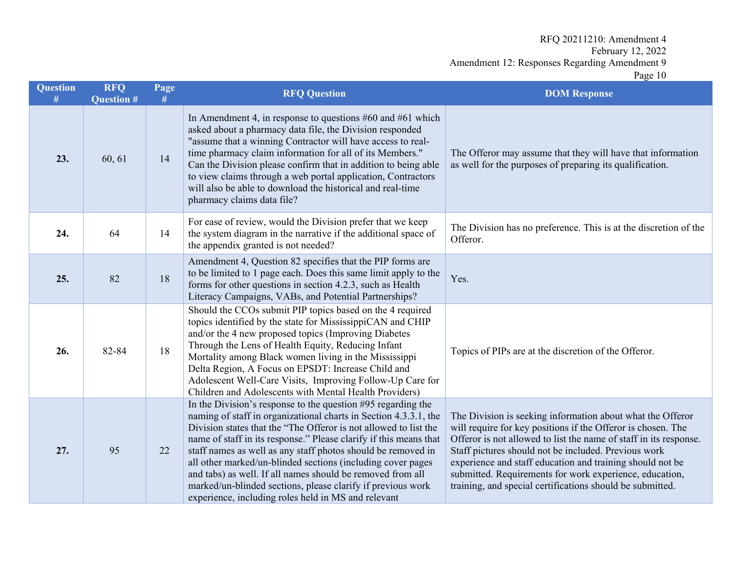| Question # | RFQ Question # | Page # | RFQ Question | DOM Response |
|---|---|---|---|---|
| **23.** | 60, 61 | 14 | In Amendment 4, in response to questions #60 and #61 which asked about a pharmacy data file, the Division responded "assume that a winning Contractor will have access to real-time pharmacy claim information for all of its Members." Can the Division please confirm that in addition to being able to view claims through a web portal application, Contractors will also be able to download the historical and real-time pharmacy claims data file? | The Offeror may assume that they will have that information as well for the purposes of preparing its qualification. |
| **24.** | 64 | 14 | For ease of review, would the Division prefer that we keep the system diagram in the narrative if the additional space of the appendix granted is not needed? | The Division has no preference. This is at the discretion of the Offeror. |
| **25.** | 82 | 18 | Amendment 4, Question 82 specifies that the PIP forms are to be limited to 1 page each. Does this same limit apply to the forms for other questions in section 4.2.3, such as Health Literacy Campaigns, VABs, and Potential Partnerships? | Yes. |
| **26.** | 82-84 | 18 | Should the CCOs submit PIP topics based on the 4 required topics identified by the state for MississippiCAN and CHIP and/or the 4 new proposed topics (Improving Diabetes Through the Lens of Health Equity, Reducing Infant Mortality among Black women living in the Mississippi Delta Region, A Focus on EPSDT: Increase Child and Adolescent Well-Care Visits, Improving Follow-Up Care for Children and Adolescents with Mental Health Providers) | Topics of PIPs are at the discretion of the Offeror. |
| **27.** | 95 | 22 | In the Division's response to the question #95 regarding the naming of staff in organizational charts in Section 4.3.3.1, the Division states that the "The Offeror is not allowed to list the name of staff in its response." Please clarify if this means that staff names as well as any staff photos should be removed in all other marked/un-blinded sections (including cover pages and tabs) as well. If all names should be removed from all marked/un-blinded sections, please clarify if previous work experience, including roles held in MS and relevant | The Division is seeking information about what the Offeror will require for key positions if the Offeror is chosen. The Offeror is not allowed to list the name of staff in its response. Staff pictures should not be included. Previous work experience and staff education and training should not be submitted. Requirements for work experience, education, training, and special certifications should be submitted. |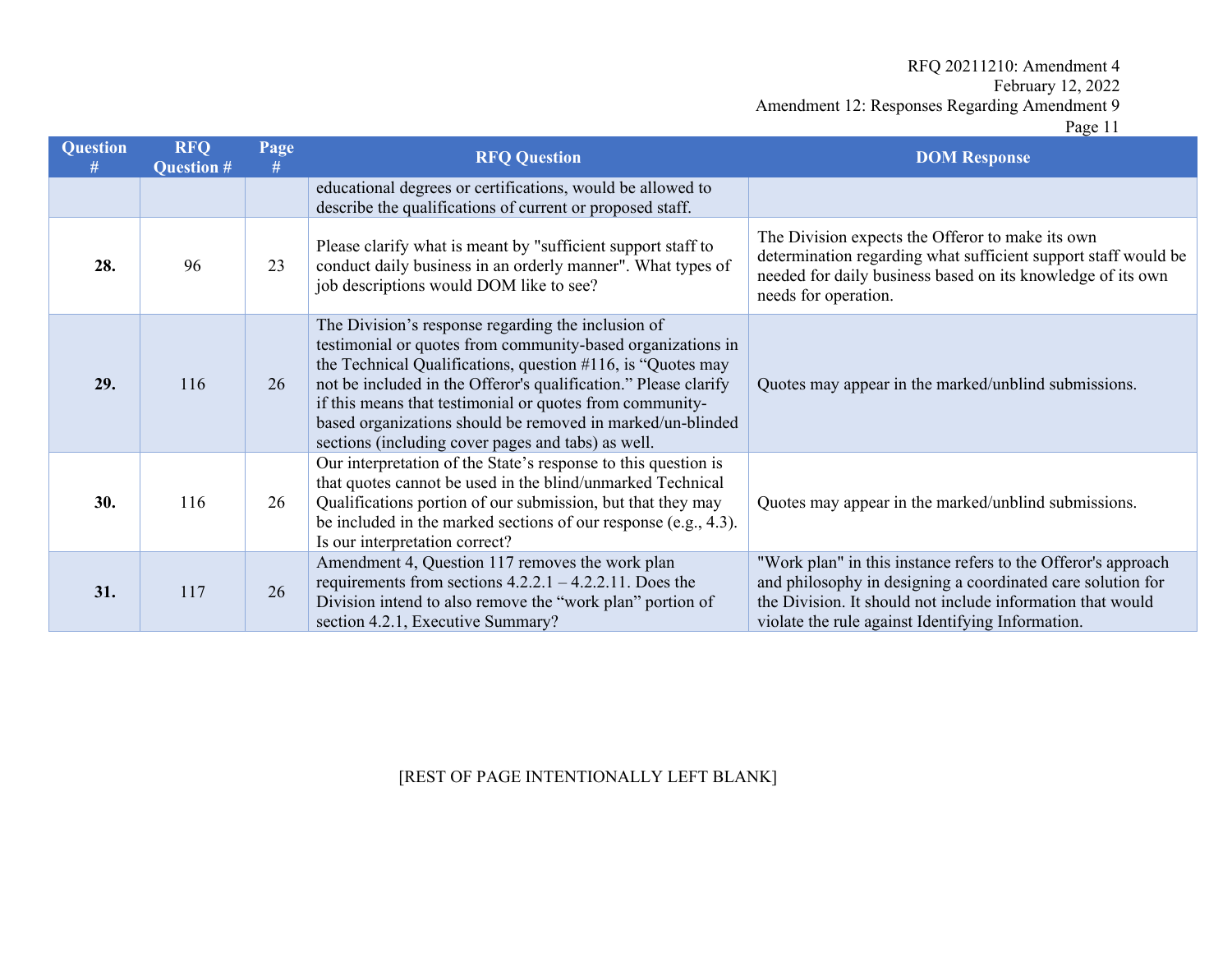| Question # | RFQ Question # | Page # | RFQ Question | DOM Response |
|---|---|---|---|---|
| | | | educational degrees or certifications, would be allowed to describe the qualifications of current or proposed staff. | |
| **28.** | 96 | 23 | Please clarify what is meant by "sufficient support staff to conduct daily business in an orderly manner". What types of job descriptions would DOM like to see? | The Division expects the Offeror to make its own determination regarding what sufficient support staff would be needed for daily business based on its knowledge of its own needs for operation. |
| **29.** | 116 | 26 | The Division's response regarding the inclusion of testimonial or quotes from community-based organizations in the Technical Qualifications, question #116, is "Quotes may not be included in the Offeror's qualification." Please clarify if this means that testimonial or quotes from community-based organizations should be removed in marked/un-blinded sections (including cover pages and tabs) as well. | Quotes may appear in the marked/unblind submissions. |
| **30.** | 116 | 26 | Our interpretation of the State's response to this question is that quotes cannot be used in the blind/unmarked Technical Qualifications portion of our submission, but that they may be included in the marked sections of our response (e.g., 4.3). Is our interpretation correct? | Quotes may appear in the marked/unblind submissions. |
| **31.** | 117 | 26 | Amendment 4, Question 117 removes the work plan requirements from sections 4.2.2.1 – 4.2.2.11. Does the Division intend to also remove the "work plan" portion of section 4.2.1, Executive Summary? | "Work plan" in this instance refers to the Offeror's approach and philosophy in designing a coordinated care solution for the Division. It should not include information that would violate the rule against Identifying Information. |

[REST OF PAGE INTENTIONALLY LEFT BLANK]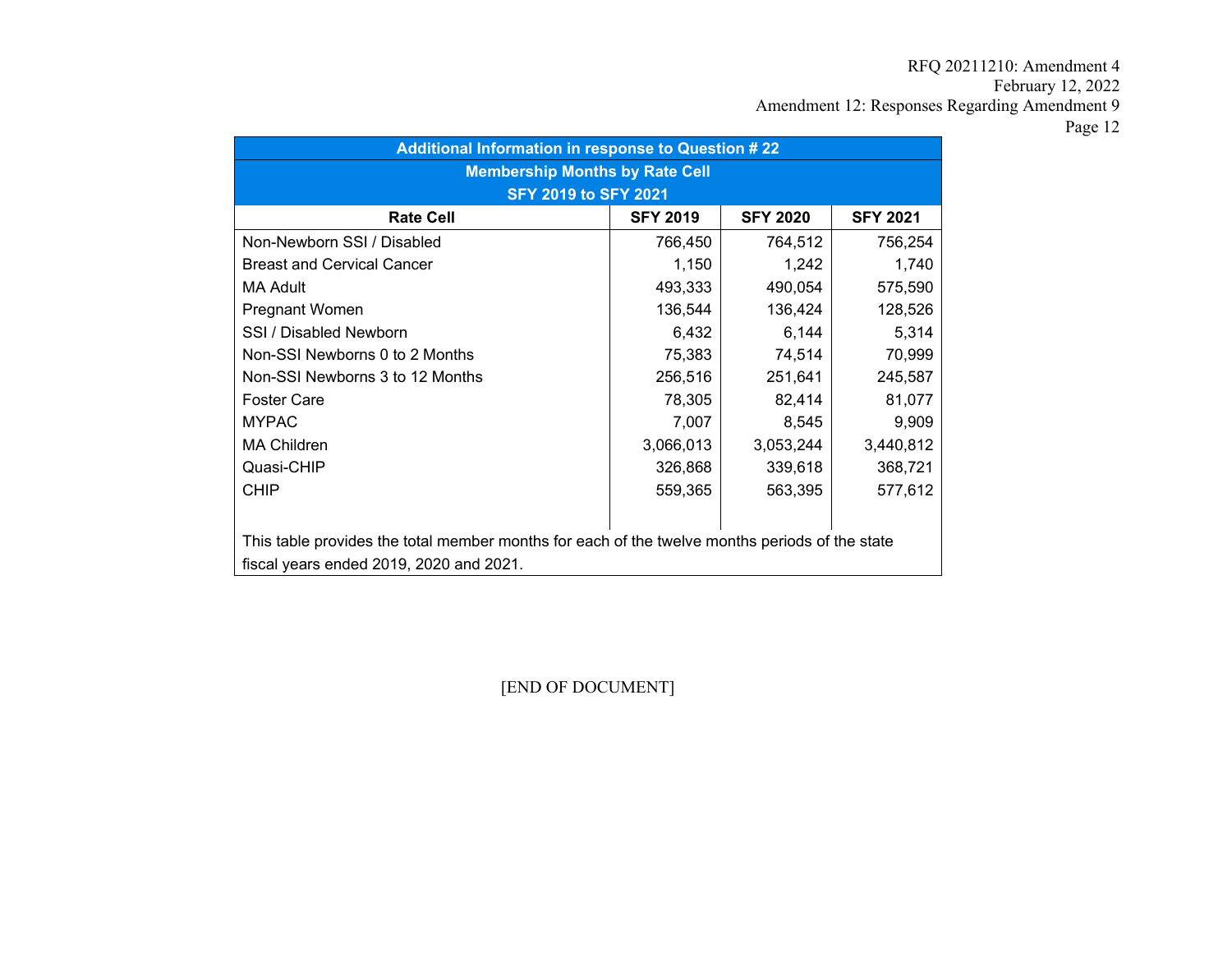| Additional Information in response to Question # 22 | | | |
| --- | --- | --- | --- |
| Membership Months by Rate Cell<br>SFY 2019 to SFY 2021 | | | |
| **Rate Cell** | **SFY 2019** | **SFY 2020** | **SFY 2021** |
| Non-Newborn SSI / Disabled | 766,450 | 764,512 | 756,254 |
| Breast and Cervical Cancer | 1,150 | 1,242 | 1,740 |
| MA Adult | 493,333 | 490,054 | 575,590 |
| Pregnant Women | 136,544 | 136,424 | 128,526 |
| SSI / Disabled Newborn | 6,432 | 6,144 | 5,314 |
| Non-SSI Newborns 0 to 2 Months | 75,383 | 74,514 | 70,999 |
| Non-SSI Newborns 3 to 12 Months | 256,516 | 251,641 | 245,587 |
| Foster Care | 78,305 | 82,414 | 81,077 |
| MYPAC | 7,007 | 8,545 | 9,909 |
| MA Children | 3,066,013 | 3,053,244 | 3,440,812 |
| Quasi-CHIP | 326,868 | 339,618 | 368,721 |
| CHIP | 559,365 | 563,395 | 577,612 |
| This table provides the total member months for each of the twelve months periods of the state fiscal years ended 2019, 2020 and 2021. | | | |

[END OF DOCUMENT]